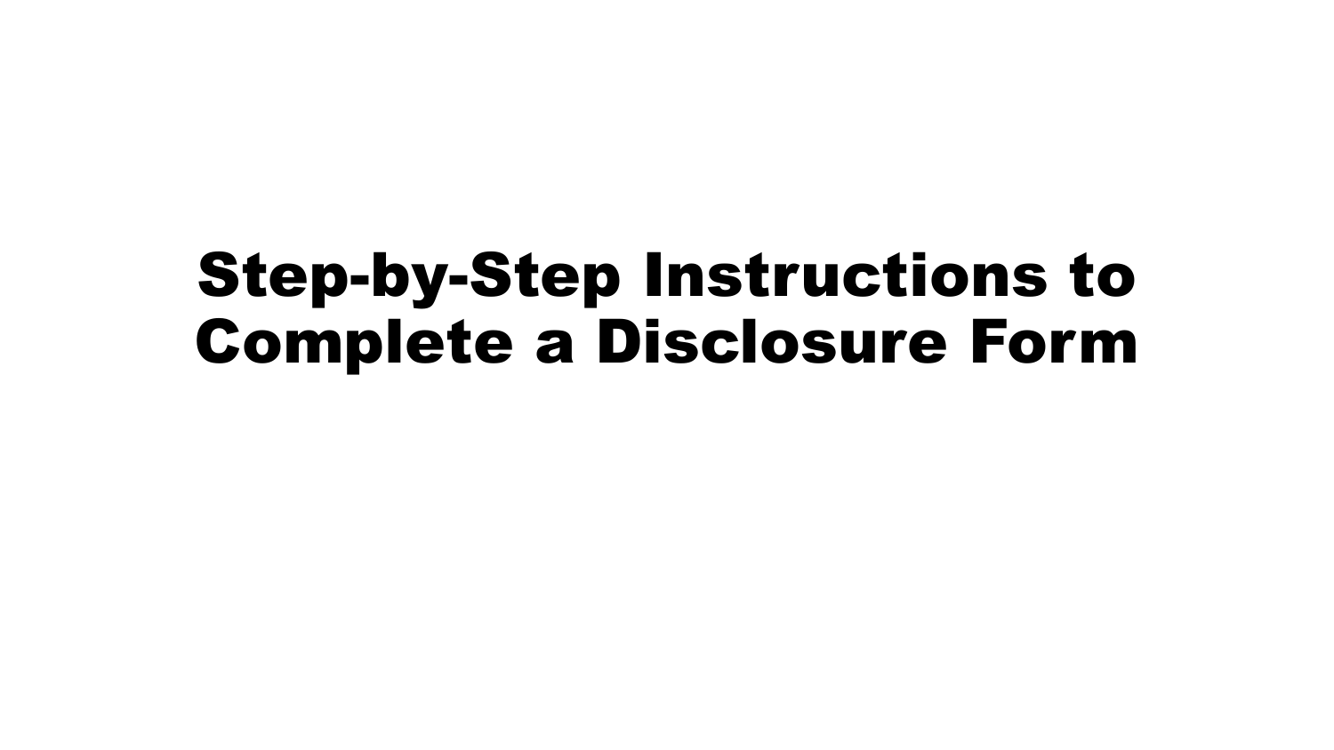# Step-by-Step Instructions to Complete a Disclosure Form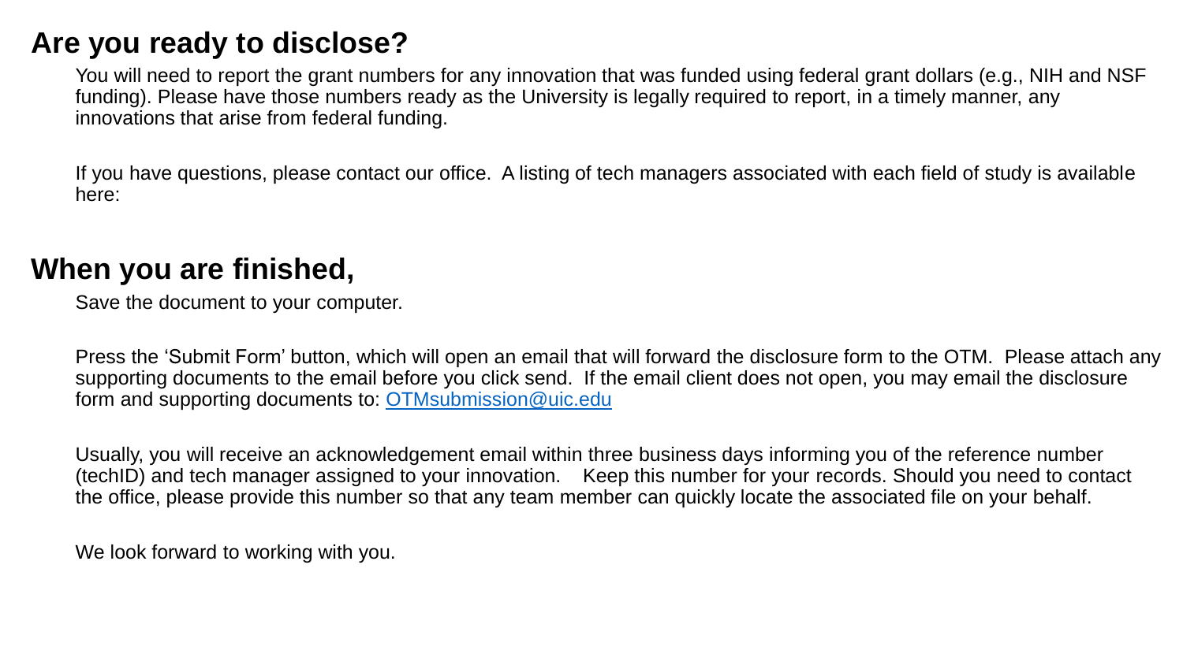## Are you ready to disclose?

You will need to report the grant numbers for any innovation that was funded using federal grant dollars (e.g., NIH and NSF funding). Please have those numbers ready as the University is legally required to report, in a timely manner, any innovations that arise from federal funding.

If you have questions, please contact our office.  A listing of tech managers associated with each field of study is available here:

## When you are finished,

Save the document to your computer.

Press the 'Submit Form' button, which will open an email that will forward the disclosure form to the OTM.  Please attach any supporting documents to the email before you click send.  If the email client does not open, you may email the disclosure form and supporting documents to: [OTMsubmission@uic.edu](mailto:OTMsubmission@uic.edu)

Usually, you will receive an acknowledgement email within three business days informing you of the reference number (techID) and tech manager assigned to your innovation.    Keep this number for your records. Should you need to contact the office, please provide this number so that any team member can quickly locate the associated file on your behalf.

We look forward to working with you.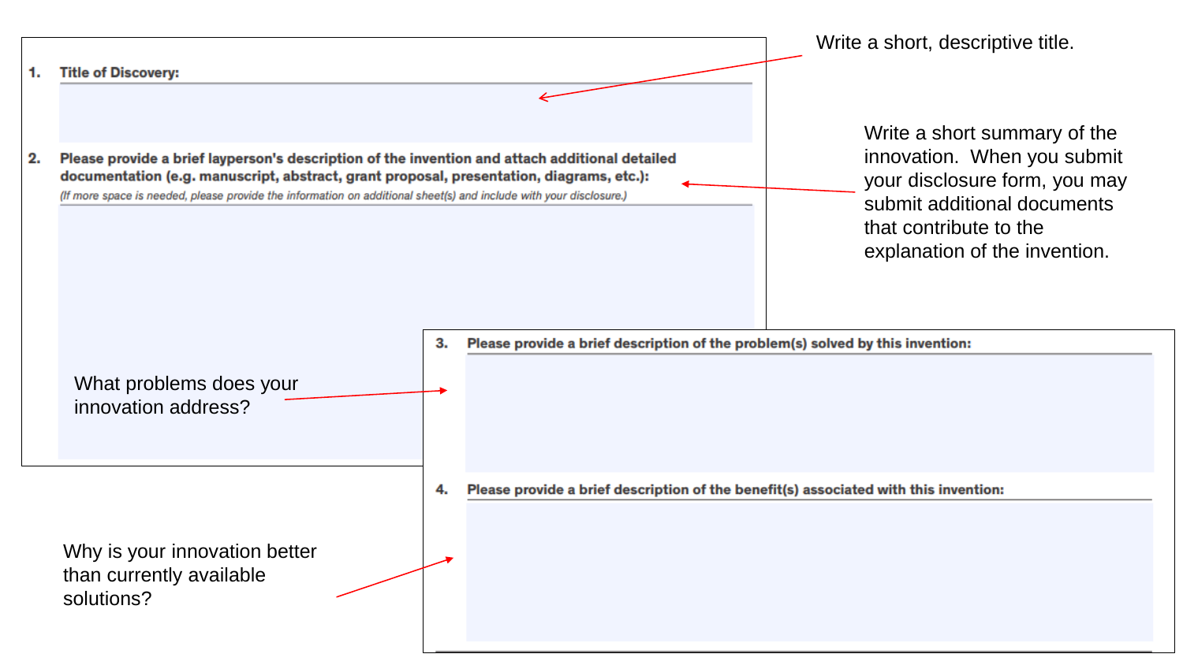1. **Title of Discovery:**

Write a short, descriptive title.

2. **Please provide a brief layperson's description of the invention and attach additional detailed documentation (e.g. manuscript, abstract, grant proposal, presentation, diagrams, etc.):**
*(If more space is needed, please provide the information on additional sheet(s) and include with your disclosure.)*

Write a short summary of the innovation. When you submit your disclosure form, you may submit additional documents that contribute to the explanation of the invention.

3. **Please provide a brief description of the problem(s) solved by this invention:**

What problems does your innovation address?

4. **Please provide a brief description of the benefit(s) associated with this invention:**

Why is your innovation better than currently available solutions?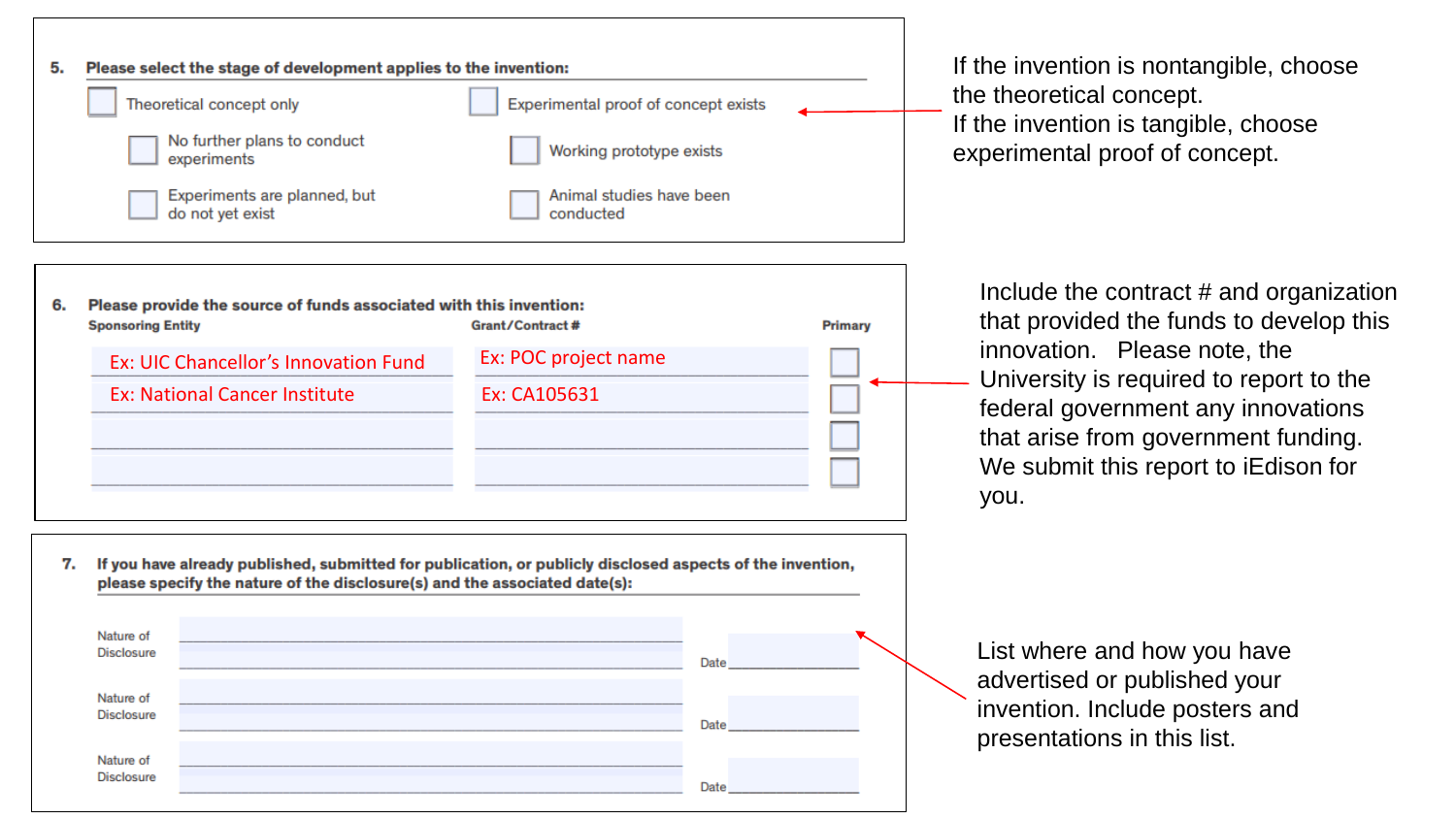**5. Please select the stage of development applies to the invention:**

- ☐ Theoretical concept only
  - ☐ No further plans to conduct experiments
  - ☐ Experiments are planned, but do not yet exist
- ☐ Experimental proof of concept exists
  - ☐ Working prototype exists
  - ☐ Animal studies have been conducted

If the invention is nontangible, choose the theoretical concept.
If the invention is tangible, choose experimental proof of concept.

**6. Please provide the source of funds associated with this invention:**

| Sponsoring Entity | Grant/Contract # | Primary |
|---|---|---|
| Ex: UIC Chancellor's Innovation Fund | Ex: POC project name | ☐ |
| Ex: National Cancer Institute | Ex: CA105631 | ☐ |
| | | ☐ |
| | | ☐ |

Include the contract # and organization that provided the funds to develop this innovation. Please note, the University is required to report to the federal government any innovations that arise from government funding. We submit this report to iEdison for you.

**7. If you have already published, submitted for publication, or publicly disclosed aspects of the invention, please specify the nature of the disclosure(s) and the associated date(s):**

| Nature of Disclosure | Date |
|---|---|
| | |
| | |
| | |

List where and how you have advertised or published your invention. Include posters and presentations in this list.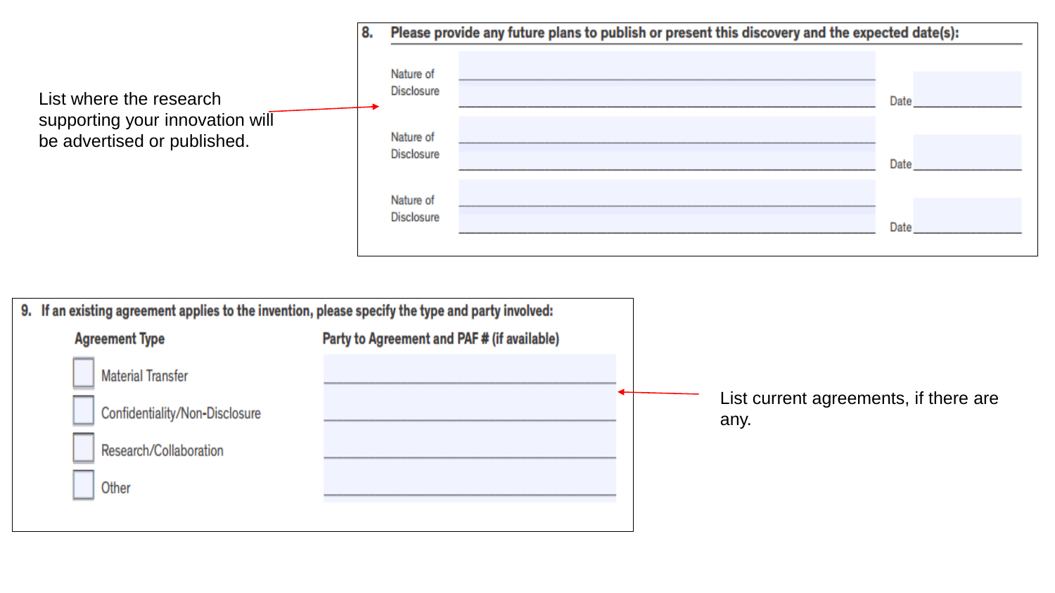List where the research supporting your innovation will be advertised or published.

**8. Please provide any future plans to publish or present this discovery and the expected date(s):**

| | | |
|---|---|---|
| Nature of Disclosure | ______________________ | Date ______ |
| Nature of Disclosure | ______________________ | Date ______ |
| Nature of Disclosure | ______________________ | Date ______ |

**9. If an existing agreement applies to the invention, please specify the type and party involved:**

| Agreement Type | Party to Agreement and PAF # (if available) |
|---|---|
| ☐ Material Transfer | ______________________ |
| ☐ Confidentiality/Non-Disclosure | ______________________ |
| ☐ Research/Collaboration | ______________________ |
| ☐ Other | ______________________ |

List current agreements, if there are any.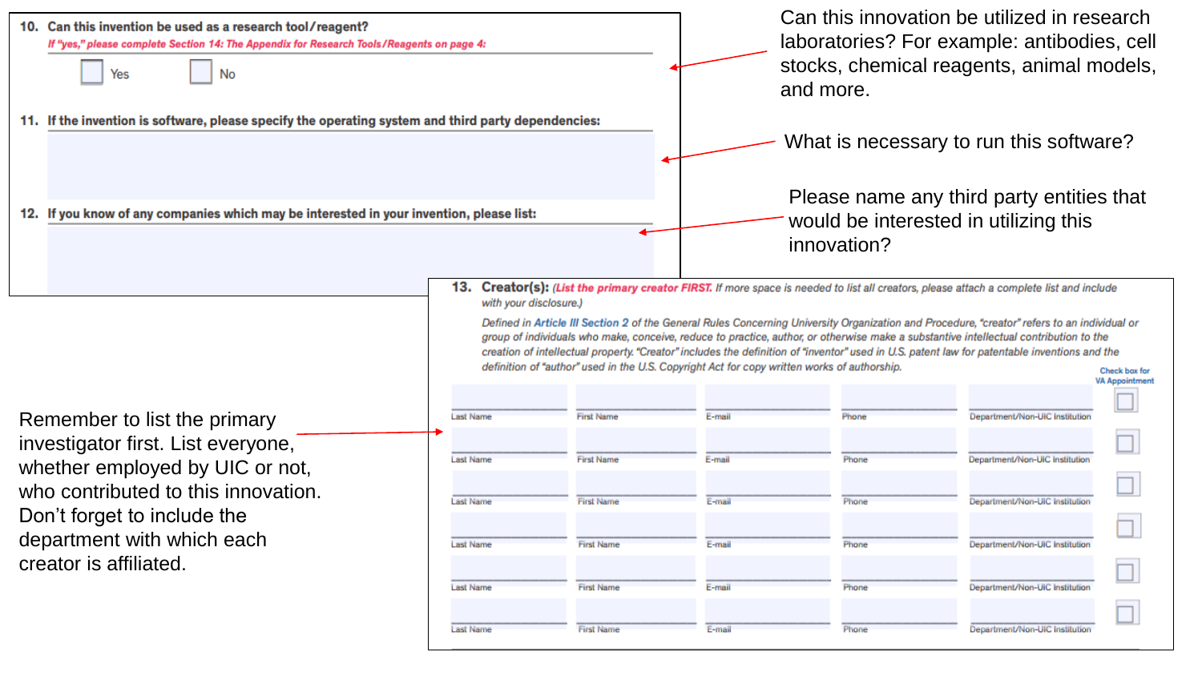**10. Can this invention be used as a research tool/reagent?**

*If "yes," please complete Section 14: The Appendix for Research Tools/Reagents on page 4:*

☐ Yes ☐ No

Can this innovation be utilized in research laboratories? For example: antibodies, cell stocks, chemical reagents, animal models, and more.

**11. If the invention is software, please specify the operating system and third party dependencies:**

What is necessary to run this software?

**12. If you know of any companies which may be interested in your invention, please list:**

Please name any third party entities that would be interested in utilizing this innovation?

**13. Creator(s):** *(List the primary creator FIRST. If more space is needed to list all creators, please attach a complete list and include with your disclosure.)*

*Defined in Article III Section 2 of the General Rules Concerning University Organization and Procedure, "creator" refers to an individual or group of individuals who make, conceive, reduce to practice, author, or otherwise make a substantive intellectual contribution to the creation of intellectual property. "Creator" includes the definition of "inventor" used in U.S. patent law for patentable inventions and the definition of "author" used in the U.S. Copyright Act for copy written works of authorship.*

| Last Name | First Name | E-mail | Phone | Department/Non-UIC Institution | Check box for VA Appointment |
|---|---|---|---|---|---|
| | | | | | ☐ |
| | | | | | ☐ |
| | | | | | ☐ |
| | | | | | ☐ |
| | | | | | ☐ |
| | | | | | ☐ |

Remember to list the primary investigator first. List everyone, whether employed by UIC or not, who contributed to this innovation. Don't forget to include the department with which each creator is affiliated.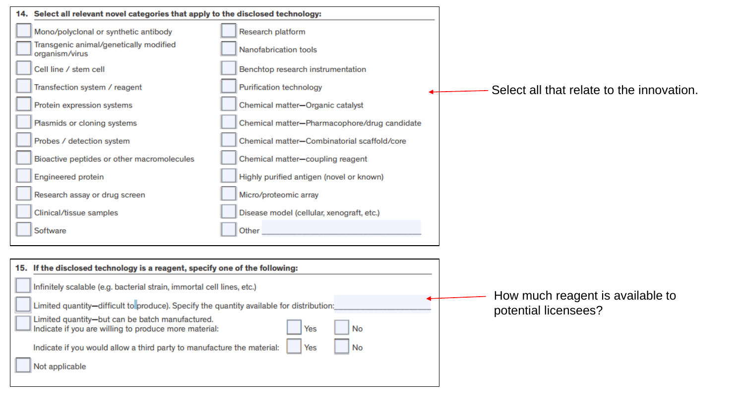**14. Select all relevant novel categories that apply to the disclosed technology:**

- [ ] Mono/polyclonal or synthetic antibody
- [ ] Transgenic animal/genetically modified organism/virus
- [ ] Cell line / stem cell
- [ ] Transfection system / reagent
- [ ] Protein expression systems
- [ ] Plasmids or cloning systems
- [ ] Probes / detection system
- [ ] Bioactive peptides or other macromolecules
- [ ] Engineered protein
- [ ] Research assay or drug screen
- [ ] Clinical/tissue samples
- [ ] Software
- [ ] Research platform
- [ ] Nanofabrication tools
- [ ] Benchtop research instrumentation
- [ ] Purification technology
- [ ] Chemical matter—Organic catalyst
- [ ] Chemical matter—Pharmacophore/drug candidate
- [ ] Chemical matter—Combinatorial scaffold/core
- [ ] Chemical matter—coupling reagent
- [ ] Highly purified antigen (novel or known)
- [ ] Micro/proteomic array
- [ ] Disease model (cellular, xenograft, etc.)
- [ ] Other ______________________

Select all that relate to the innovation.

**15. If the disclosed technology is a reagent, specify one of the following:**

- [ ] Infinitely scalable (e.g. bacterial strain, immortal cell lines, etc.)
- [ ] Limited quantity—difficult to produce). Specify the quantity available for distribution: ______________
- [ ] Limited quantity—but can be batch manufactured.
  Indicate if you are willing to produce more material: [ ] Yes [ ] No

  Indicate if you would allow a third party to manufacture the material: [ ] Yes [ ] No
- [ ] Not applicable

How much reagent is available to potential licensees?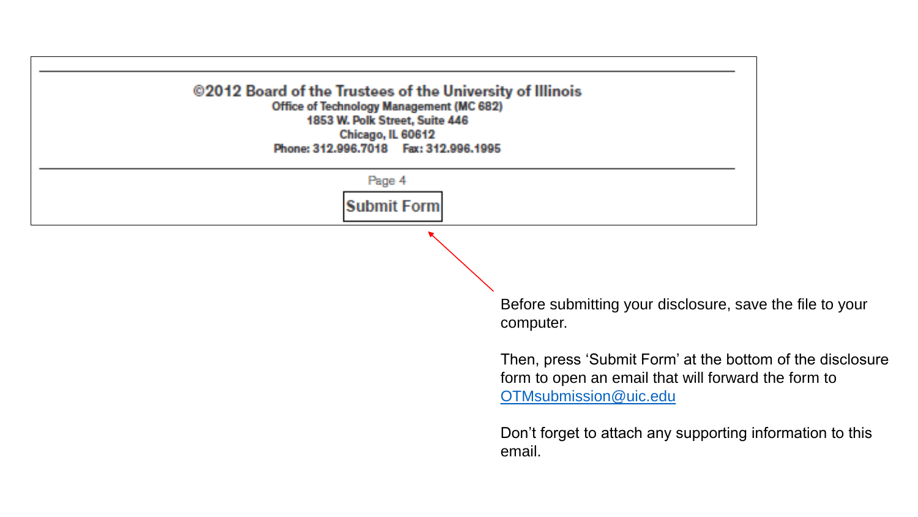©2012 Board of the Trustees of the University of Illinois
Office of Technology Management (MC 682)
1853 W. Polk Street, Suite 446
Chicago, IL 60612
Phone: 312.996.7018 Fax: 312.996.1995

Page 4

Submit Form

Before submitting your disclosure, save the file to your computer.

Then, press 'Submit Form' at the bottom of the disclosure form to open an email that will forward the form to OTMsubmission@uic.edu

Don't forget to attach any supporting information to this email.